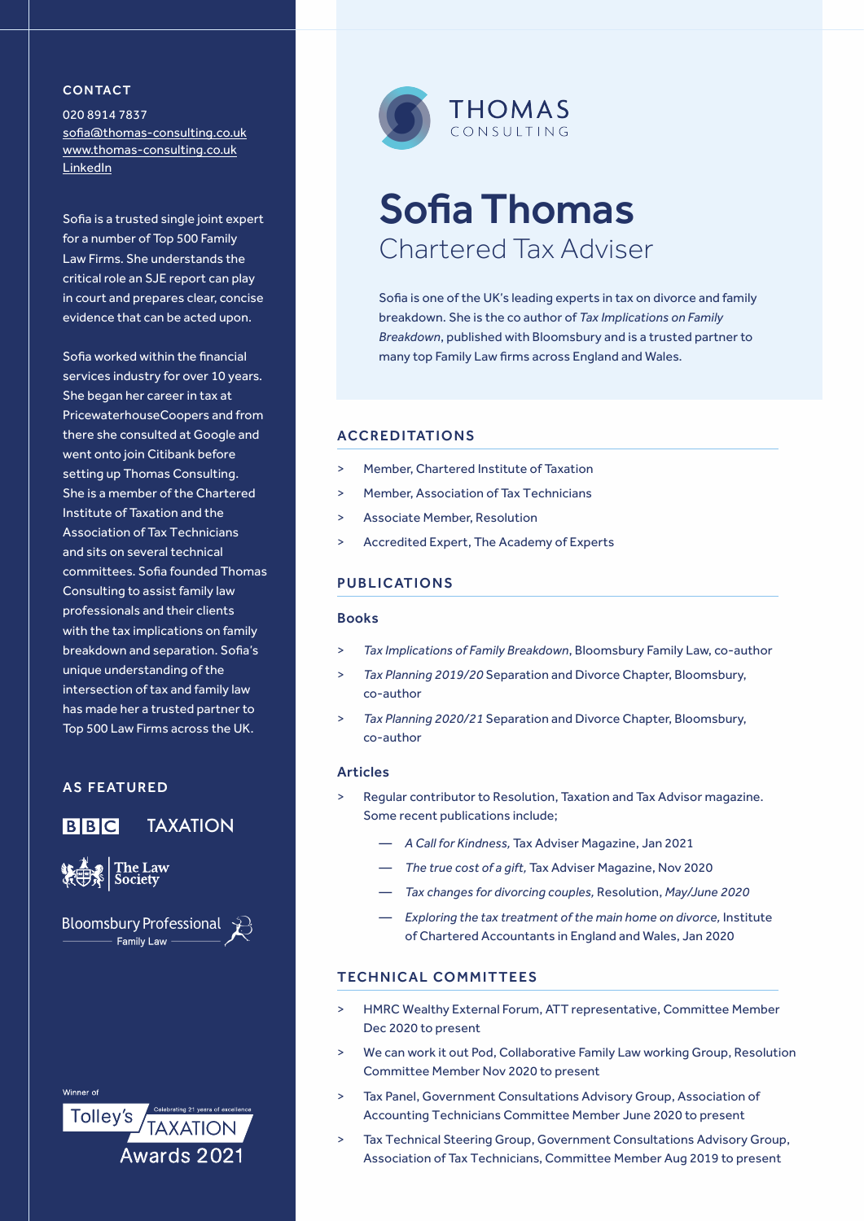# Sofia Thomas

## Chartered Tax Adviser

THOMAS CONSULTING

Sofia is one of the UK's leading experts in tax on divorce and family breakdown. She is the co author of *Tax Implications on Family Breakdown*, published with Bloomsbury and is a trusted partner to many top Family Law firms across England and Wales.

## CONTACT

020 8914 7837
sofia@thomas-consulting.co.uk
www.thomas-consulting.co.uk
LinkedIn

Sofia is a trusted single joint expert for a number of Top 500 Family Law Firms. She understands the critical role an SJE report can play in court and prepares clear, concise evidence that can be acted upon.

Sofia worked within the financial services industry for over 10 years. She began her career in tax at PricewaterhouseCoopers and from there she consulted at Google and went onto join Citibank before setting up Thomas Consulting. She is a member of the Chartered Institute of Taxation and the Association of Tax Technicians and sits on several technical committees. Sofia founded Thomas Consulting to assist family law professionals and their clients with the tax implications on family breakdown and separation. Sofia's unique understanding of the intersection of tax and family law has made her a trusted partner to Top 500 Law Firms across the UK.

## AS FEATURED

BBC
TAXATION
The Law Society
Bloomsbury Professional Family Law

Winner of Tolley's TAXATION Awards 2021 (Celebrating 21 years of excellence)

## ACCREDITATIONS

- Member, Chartered Institute of Taxation
- Member, Association of Tax Technicians
- Associate Member, Resolution
- Accredited Expert, The Academy of Experts

## PUBLICATIONS

### Books

- *Tax Implications of Family Breakdown*, Bloomsbury Family Law, co-author
- *Tax Planning 2019/20* Separation and Divorce Chapter, Bloomsbury, co-author
- *Tax Planning 2020/21* Separation and Divorce Chapter, Bloomsbury, co-author

### Articles

- Regular contributor to Resolution, Taxation and Tax Advisor magazine. Some recent publications include;
  - *A Call for Kindness,* Tax Adviser Magazine, Jan 2021
  - *The true cost of a gift,* Tax Adviser Magazine, Nov 2020
  - *Tax changes for divorcing couples,* Resolution, *May/June 2020*
  - *Exploring the tax treatment of the main home on divorce,* Institute of Chartered Accountants in England and Wales, Jan 2020

## TECHNICAL COMMITTEES

- HMRC Wealthy External Forum, ATT representative, Committee Member Dec 2020 to present
- We can work it out Pod, Collaborative Family Law working Group, Resolution Committee Member Nov 2020 to present
- Tax Panel, Government Consultations Advisory Group, Association of Accounting Technicians Committee Member June 2020 to present
- Tax Technical Steering Group, Government Consultations Advisory Group, Association of Tax Technicians, Committee Member Aug 2019 to present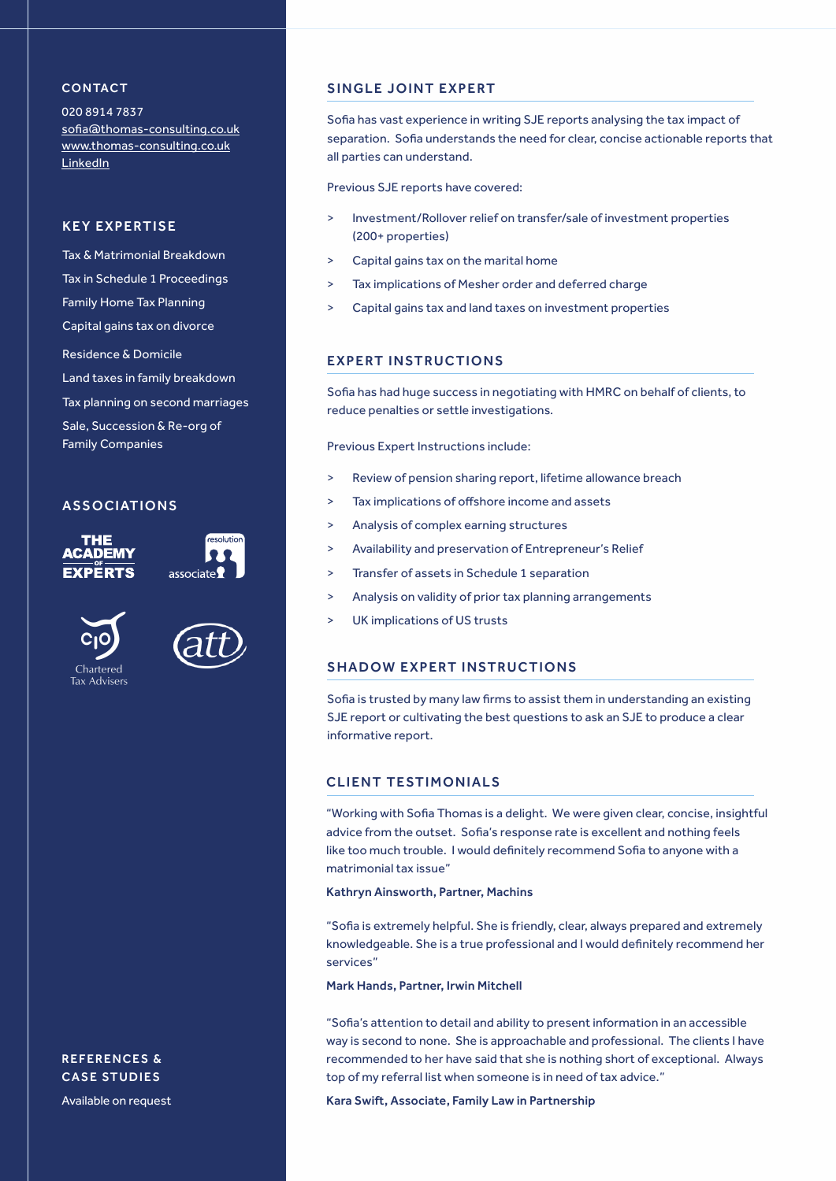## CONTACT

020 8914 7837
sofia@thomas-consulting.co.uk
www.thomas-consulting.co.uk
LinkedIn

## KEY EXPERTISE

Tax & Matrimonial Breakdown

Tax in Schedule 1 Proceedings

Family Home Tax Planning

Capital gains tax on divorce

Residence & Domicile

Land taxes in family breakdown

Tax planning on second marriages

Sale, Succession & Re-org of Family Companies

## ASSOCIATIONS

THE ACADEMY OF EXPERTS

resolution associate

Chartered Tax Advisers

att

## REFERENCES & CASE STUDIES

Available on request

## SINGLE JOINT EXPERT

Sofia has vast experience in writing SJE reports analysing the tax impact of separation. Sofia understands the need for clear, concise actionable reports that all parties can understand.

Previous SJE reports have covered:

- Investment/Rollover relief on transfer/sale of investment properties (200+ properties)
- Capital gains tax on the marital home
- Tax implications of Mesher order and deferred charge
- Capital gains tax and land taxes on investment properties

## EXPERT INSTRUCTIONS

Sofia has had huge success in negotiating with HMRC on behalf of clients, to reduce penalties or settle investigations.

Previous Expert Instructions include:

- Review of pension sharing report, lifetime allowance breach
- Tax implications of offshore income and assets
- Analysis of complex earning structures
- Availability and preservation of Entrepreneur's Relief
- Transfer of assets in Schedule 1 separation
- Analysis on validity of prior tax planning arrangements
- UK implications of US trusts

## SHADOW EXPERT INSTRUCTIONS

Sofia is trusted by many law firms to assist them in understanding an existing SJE report or cultivating the best questions to ask an SJE to produce a clear informative report.

## CLIENT TESTIMONIALS

"Working with Sofia Thomas is a delight. We were given clear, concise, insightful advice from the outset. Sofia's response rate is excellent and nothing feels like too much trouble. I would definitely recommend Sofia to anyone with a matrimonial tax issue"

**Kathryn Ainsworth, Partner, Machins**

"Sofia is extremely helpful. She is friendly, clear, always prepared and extremely knowledgeable. She is a true professional and I would definitely recommend her services"

**Mark Hands, Partner, Irwin Mitchell**

"Sofia's attention to detail and ability to present information in an accessible way is second to none. She is approachable and professional. The clients I have recommended to her have said that she is nothing short of exceptional. Always top of my referral list when someone is in need of tax advice."

**Kara Swift, Associate, Family Law in Partnership**